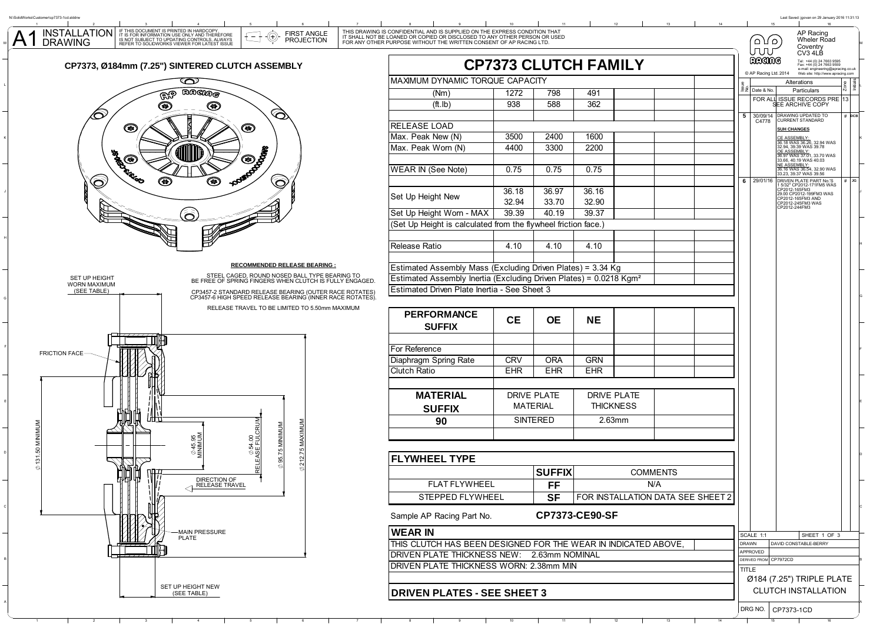# A1 INSTALLATION DRAWING

IF THIS DOCUMENT IS PRINTED IN HARDCOPY, IT IS FOR INFORMATION USE ONLY AND THEREFORE IS NOT SUBJECT TO UPDATING CONTROLS. ALWAYS REFER TO SOLIDWORKS VIEWER FOR LATEST ISSUE

FIRST ANGLE PROJECTION

THIS DRAWING IS CONFIDENTIAL AND IS SUPPLIED ON THE EXPRESS CONDITION THAT IT SHALL NOT BE LOANED OR COPIED OR DISCLOSED TO ANY OTHER PERSON OR USED FOR ANY OTHER PURPOSE WITHOUT THE WRITTEN CONSENT OF AP RACING LTD.

## CP7373, Ø184mm (7.25") SINTERED CLUTCH ASSEMBLY

**RECOMMENDED RELEASE BEARING :**

STEEL CAGED, ROUND NOSED BALL TYPE BEARING TO BE FREE OF SPRING FINGERS WHEN CLUTCH IS FULLY ENGAGED.

CP3457-2 STANDARD RELEASE BEARING (OUTER RACE ROTATES)
CP3457-6 HIGH SPEED RELEASE BEARING (INNER RACE ROTATES).

RELEASE TRAVEL TO BE LIMITED TO 5.50mm MAXIMUM

SET UP HEIGHT WORN MAXIMUM (SEE TABLE)

FRICTION FACE

Ø131.50 MINIMUM

Ø45.95 MINIMUM

Ø54.00 RELEASE FULCRUM

Ø95.75 MINIMUM

Ø212.75 MAXIMUM

DIRECTION OF RELEASE TRAVEL

MAIN PRESSURE PLATE

SET UP HEIGHT NEW (SEE TABLE)

## CP7373 CLUTCH FAMILY

| MAXIMUM DYNAMIC TORQUE CAPACITY | | | | | |
|---|---|---|---|---|---|
| (Nm) | 1272 | 798 | 491 | | |
| (ft.lb) | 938 | 588 | 362 | | |
| | | | | | |
| RELEASE LOAD | | | | | |
| Max. Peak New (N) | 3500 | 2400 | 1600 | | |
| Max. Peak Worn (N) | 4400 | 3300 | 2200 | | |
| | | | | | |
| WEAR IN (See Note) | 0.75 | 0.75 | 0.75 | | |
| | | | | | |
| Set Up Height New | 36.18<br>32.94 | 36.97<br>33.70 | 36.16<br>32.90 | | |
| Set Up Height Worn - MAX | 39.39 | 40.19 | 39.37 | | |
| (Set Up Height is calculated from the flywheel friction face.) | | | | | |
| | | | | | |
| Release Ratio | 4.10 | 4.10 | 4.10 | | |
| | | | | | |
| Estimated Assembly Mass (Excluding Driven Plates) = 3.34 Kg | | | | | |
| Estimated Assembly Inertia (Excluding Driven Plates) = 0.0218 Kgm² | | | | | |
| Estimated Driven Plate Inertia - See Sheet 3 | | | | | |

| PERFORMANCE SUFFIX | CE | OE | NE | | |
|---|---|---|---|---|---|
| | | | | | |
| For Reference | | | | | |
| Diaphragm Spring Rate | CRV | ORA | GRN | | |
| Clutch Ratio | EHR | EHR | EHR | | |

| MATERIAL SUFFIX | DRIVE PLATE MATERIAL | DRIVE PLATE THICKNESS | |
|---|---|---|---|
| 90 | SINTERED | 2.63mm | |
| | | | |

| FLYWHEEL TYPE | | |
|---|---|---|
| | SUFFIX | COMMENTS |
| FLAT FLYWHEEL | FF | N/A |
| STEPPED FLYWHEEL | SF | FOR INSTALLATION DATA SEE SHEET 2 |

Sample AP Racing Part No. **CP7373-CE90-SF**

**WEAR IN**

THIS CLUTCH HAS BEEN DESIGNED FOR THE WEAR IN INDICATED ABOVE,
DRIVEN PLATE THICKNESS NEW: 2.63mm NOMINAL
DRIVEN PLATE THICKNESS WORN: 2.38mm MIN

**DRIVEN PLATES - SEE SHEET 3**

AP Racing
Wheler Road
Coventry
CV3 4LB
Tel: +44 (0) 24 7663 9595
Fax: +44 (0) 24 7663 9559
e-mail: engineering@apracing.co.uk
Web site: http://www.apracing.com

© AP Racing Ltd. 2014

| Issue No. | Date & No. | Alterations Particulars | Zone | Initials |
|---|---|---|---|---|
| | FOR ALL ISSUE RECORDS PRE 13 SEE ARCHIVE COPY | | | |
| 5 | 30/09/14 C4778 | DRAWING UPDATED TO CURRENT STANDARD<br>SUH CHANGES<br>CE ASSEMBLY: 36.18 WAS 36.26, 32.94 WAS 32.94, 39.39 WAS 39.78<br>OE ASSEMBLY: 36.97 WAS 37.01, 33.70 WAS 33.66, 40.19 WAS 40.03<br>NE ASSEMBLY: 36.16 WAS 36.54, 32.90 WAS 33.23, 39.37 WAS 39.56 | # | DCB |
| 6 | 29/01/16 | DRIVEN PLATE PART No.'S 1 5/32" CP2012-171FM5 WAS CP2012-165FM3<br>29.00 CP2012-199FM3 WAS CP2012-165FM3 AND CP2012-245FM3 WAS CP2012-244FM3 | # | JG |

SCALE 1:1 | SHEET 1 OF 3
DRAWN: DAVID CONSTABLE-BERRY
APPROVED
DERIVED FROM: CP7972CD
TITLE: Ø184 (7.25") TRIPLE PLATE CLUTCH INSTALLATION
DRG NO. CP7373-1CD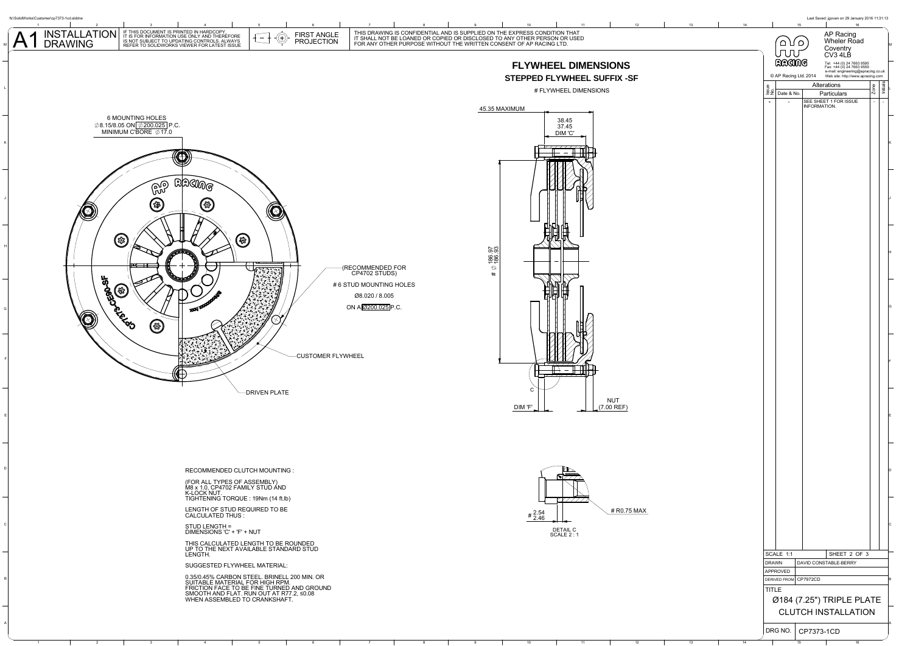# A1 INSTALLATION DRAWING

IF THIS DOCUMENT IS PRINTED IN HARDCOPY, IT IS FOR INFORMATION USE ONLY AND THEREFORE IS NOT SUBJECT TO UPDATING CONTROLS. ALWAYS REFER TO SOLIDWORKS VIEWER FOR LATEST ISSUE

FIRST ANGLE PROJECTION

THIS DRAWING IS CONFIDENTIAL AND IS SUPPLIED ON THE EXPRESS CONDITION THAT IT SHALL NOT BE LOANED OR COPIED OR DISCLOSED TO ANY OTHER PERSON OR USED FOR ANY OTHER PURPOSE WITHOUT THE WRITTEN CONSENT OF AP RACING LTD.

AP Racing
Wheler Road
Coventry
CV3 4LB

Tel: +44 (0) 24 7663 9595
Fax: +44 (0) 24 7663 9559
e-mail: engineering@apracing.co.uk
Web site: http://www.apracing.com

© AP Racing Ltd. 2014

## FLYWHEEL DIMENSIONS

### STEPPED FLYWHEEL SUFFIX -SF

# FLYWHEEL DIMENSIONS

6 MOUNTING HOLES
Ø8.15/8.05 ON Ø200.025 P.C.
MINIMUM C'BORE Ø17.0

(RECOMMENDED FOR CP4702 STUDS)
# 6 STUD MOUNTING HOLES
Ø8.020 / 8.005
ON A Ø200.025 P.C.

CUSTOMER FLYWHEEL

DRIVEN PLATE

45.35 MAXIMUM

38.45
37.45
DIM 'C'

# Ø 186.97 / 186.93

C

DIM 'F'

NUT (7.00 REF)

# 2.54 / 2.46

# R0.75 MAX

DETAIL C
SCALE 2 : 1

RECOMMENDED CLUTCH MOUNTING :

(FOR ALL TYPES OF ASSEMBLY)
M8 x 1.0, CP4702 FAMILY STUD AND K-LOCK NUT.
TIGHTENING TORQUE : 19Nm (14 ft.lb)

LENGTH OF STUD REQUIRED TO BE CALCULATED THUS :

STUD LENGTH =
DIMENSIONS 'C' + 'F' + NUT

THIS CALCULATED LENGTH TO BE ROUNDED UP TO THE NEXT AVAILABLE STANDARD STUD LENGTH.

SUGGESTED FLYWHEEL MATERIAL:

0.35/0.45% CARBON STEEL. BRINELL 200 MIN. OR SUITABLE MATERIAL FOR HIGH RPM.
FRICTION FACE TO BE FINE TURNED AND GROUND SMOOTH AND FLAT. RUN OUT AT R77.2, ≤0.08 WHEN ASSEMBLED TO CRANKSHAFT.

| Issue No. | Date & No. | Particulars | Zone | Initials |
|---|---|---|---|---|
| - | - | SEE SHEET 1 FOR ISSUE INFORMATION. | - | - |

| | |
|---|---|
| SCALE 1:1 | SHEET 2 OF 3 |
| DRAWN | DAVID CONSTABLE-BERRY |
| APPROVED | |
| DERIVED FROM | CP7972CD |
| TITLE | Ø184 (7.25") TRIPLE PLATE CLUTCH INSTALLATION |
| DRG NO. | CP7373-1CD |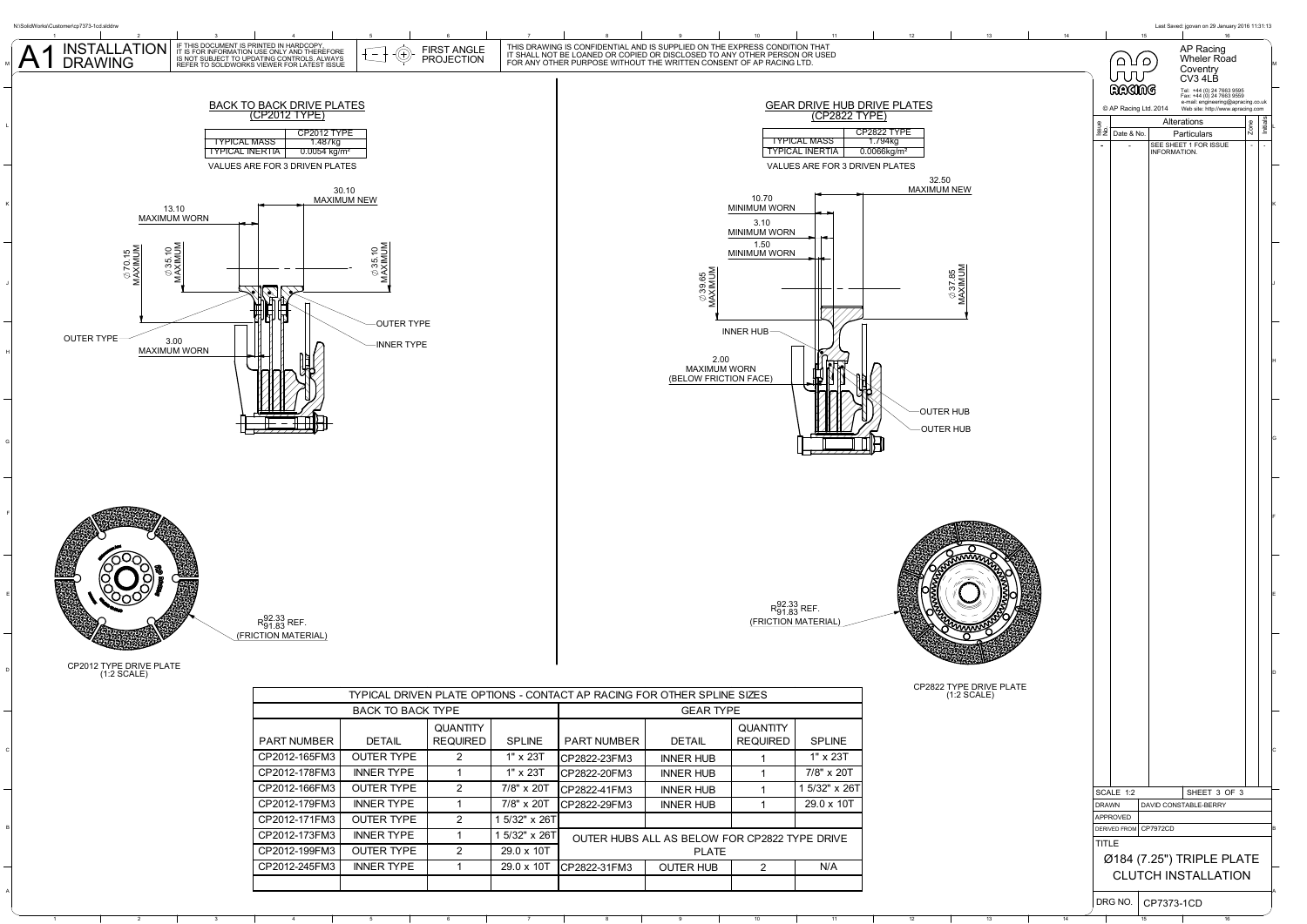# A1 INSTALLATION DRAWING

IF THIS DOCUMENT IS PRINTED IN HARDCOPY, IT IS FOR INFORMATION USE ONLY AND THEREFORE IS NOT SUBJECT TO UPDATING CONTROLS. ALWAYS REFER TO SOLIDWORKS VIEWER FOR LATEST ISSUE

FIRST ANGLE PROJECTION

THIS DRAWING IS CONFIDENTIAL AND IS SUPPLIED ON THE EXPRESS CONDITION THAT IT SHALL NOT BE LOANED OR COPIED OR DISCLOSED TO ANY OTHER PERSON OR USED FOR ANY OTHER PURPOSE WITHOUT THE WRITTEN CONSENT OF AP RACING LTD.

## BACK TO BACK DRIVE PLATES (CP2012 TYPE)

| | CP2012 TYPE |
|---|---|
| TYPICAL MASS | 1.487kg |
| TYPICAL INERTIA | 0.0054 kg/m² |

VALUES ARE FOR 3 DRIVEN PLATES

30.10 MAXIMUM NEW

13.10 MAXIMUM WORN

Ø70.15 MAXIMUM

Ø35.10 MAXIMUM

Ø35.10 MAXIMUM

OUTER TYPE

INNER TYPE

OUTER TYPE

3.00 MAXIMUM WORN

$R^{92.33}_{91.83}$ REF. (FRICTION MATERIAL)

CP2012 TYPE DRIVE PLATE (1:2 SCALE)

## GEAR DRIVE HUB DRIVE PLATES (CP2822 TYPE)

| | CP2822 TYPE |
|---|---|
| TYPICAL MASS | 1.794kg |
| TYPICAL INERTIA | 0.0066kg/m² |

VALUES ARE FOR 3 DRIVEN PLATES

32.50 MAXIMUM NEW

10.70 MINIMUM WORN

3.10 MINIMUM WORN

1.50 MINIMUM WORN

Ø39.65 MAXIMUM

Ø37.85 MAXIMUM

INNER HUB

2.00 MAXIMUM WORN (BELOW FRICTION FACE)

OUTER HUB

OUTER HUB

$R^{92.33}_{91.83}$ REF. (FRICTION MATERIAL)

CP2822 TYPE DRIVE PLATE (1:2 SCALE)

| TYPICAL DRIVEN PLATE OPTIONS - CONTACT AP RACING FOR OTHER SPLINE SIZES | | | | | | | |
|---|---|---|---|---|---|---|---|
| BACK TO BACK TYPE | | | | GEAR TYPE | | | |
| PART NUMBER | DETAIL | QUANTITY REQUIRED | SPLINE | PART NUMBER | DETAIL | QUANTITY REQUIRED | SPLINE |
| CP2012-165FM3 | OUTER TYPE | 2 | 1" x 23T | CP2822-23FM3 | INNER HUB | 1 | 1" x 23T |
| CP2012-178FM3 | INNER TYPE | 1 | 1" x 23T | CP2822-20FM3 | INNER HUB | 1 | 7/8" x 20T |
| CP2012-166FM3 | OUTER TYPE | 2 | 7/8" x 20T | CP2822-41FM3 | INNER HUB | 1 | 1 5/32" x 26T |
| CP2012-179FM3 | INNER TYPE | 1 | 7/8" x 20T | CP2822-29FM3 | INNER HUB | 1 | 29.0 x 10T |
| CP2012-171FM3 | OUTER TYPE | 2 | 1 5/32" x 26T | | | | |
| CP2012-173FM3 | INNER TYPE | 1 | 1 5/32" x 26T | OUTER HUBS ALL AS BELOW FOR CP2822 TYPE DRIVE PLATE | | | |
| CP2012-199FM3 | OUTER TYPE | 2 | 29.0 x 10T | | | | |
| CP2012-245FM3 | INNER TYPE | 1 | 29.0 x 10T | CP2822-31FM3 | OUTER HUB | 2 | N/A |

AP Racing
Wheler Road
Coventry
CV3 4LB
Tel: +44 (0) 24 7663 9595
Fax: +44 (0) 24 7663 9559
e-mail: engineering@apracing.co.uk
Web site: http://www.apracing.com

© AP Racing Ltd. 2014

| Issue No. | Date & No. | Alterations Particulars | Zone | Initials |
|---|---|---|---|---|
| - | - | SEE SHEET 1 FOR ISSUE INFORMATION. | - | - |

| | |
|---|---|
| SCALE 1:2 | SHEET 3 OF 3 |
| DRAWN | DAVID CONSTABLE-BERRY |
| APPROVED | |
| DERIVED FROM | CP7972CD |
| TITLE | Ø184 (7.25") TRIPLE PLATE CLUTCH INSTALLATION |
| DRG NO. | CP7373-1CD |